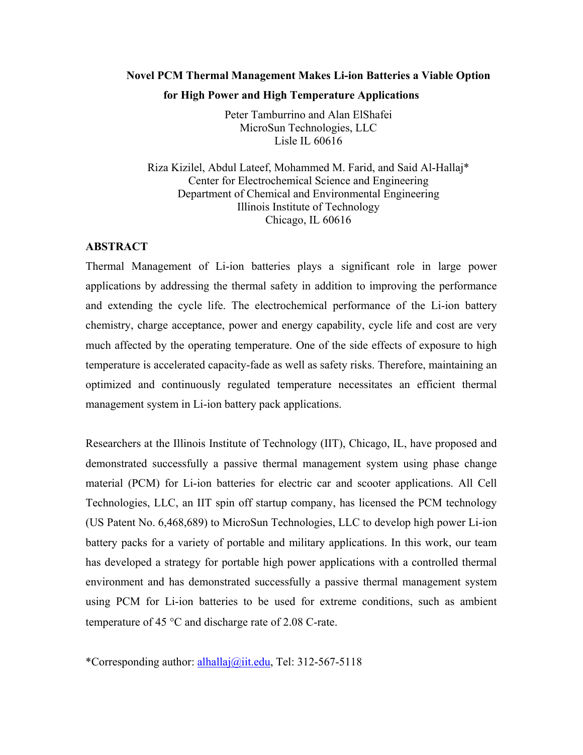# Novel PCM Thermal Management Makes Li-ion Batteries a Viable Option for High Power and High Temperature Applications

Peter Tamburrino and Alan ElShafei
MicroSun Technologies, LLC
Lisle IL 60616

Riza Kizilel, Abdul Lateef, Mohammed M. Farid, and Said Al-Hallaj*
Center for Electrochemical Science and Engineering
Department of Chemical and Environmental Engineering
Illinois Institute of Technology
Chicago, IL 60616

## ABSTRACT

Thermal Management of Li-ion batteries plays a significant role in large power applications by addressing the thermal safety in addition to improving the performance and extending the cycle life. The electrochemical performance of the Li-ion battery chemistry, charge acceptance, power and energy capability, cycle life and cost are very much affected by the operating temperature. One of the side effects of exposure to high temperature is accelerated capacity-fade as well as safety risks. Therefore, maintaining an optimized and continuously regulated temperature necessitates an efficient thermal management system in Li-ion battery pack applications.

Researchers at the Illinois Institute of Technology (IIT), Chicago, IL, have proposed and demonstrated successfully a passive thermal management system using phase change material (PCM) for Li-ion batteries for electric car and scooter applications. All Cell Technologies, LLC, an IIT spin off startup company, has licensed the PCM technology (US Patent No. 6,468,689) to MicroSun Technologies, LLC to develop high power Li-ion battery packs for a variety of portable and military applications. In this work, our team has developed a strategy for portable high power applications with a controlled thermal environment and has demonstrated successfully a passive thermal management system using PCM for Li-ion batteries to be used for extreme conditions, such as ambient temperature of 45 °C and discharge rate of 2.08 C-rate.

*Corresponding author: alhallaj@iit.edu, Tel: 312-567-5118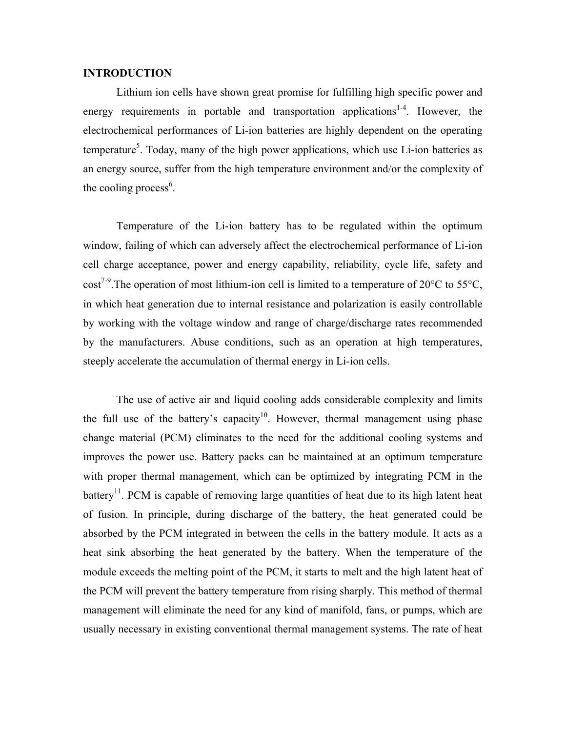## INTRODUCTION

Lithium ion cells have shown great promise for fulfilling high specific power and energy requirements in portable and transportation applications[1-4]. However, the electrochemical performances of Li-ion batteries are highly dependent on the operating temperature[5]. Today, many of the high power applications, which use Li-ion batteries as an energy source, suffer from the high temperature environment and/or the complexity of the cooling process[6].

Temperature of the Li-ion battery has to be regulated within the optimum window, failing of which can adversely affect the electrochemical performance of Li-ion cell charge acceptance, power and energy capability, reliability, cycle life, safety and cost[7-9].The operation of most lithium-ion cell is limited to a temperature of 20°C to 55°C, in which heat generation due to internal resistance and polarization is easily controllable by working with the voltage window and range of charge/discharge rates recommended by the manufacturers. Abuse conditions, such as an operation at high temperatures, steeply accelerate the accumulation of thermal energy in Li-ion cells.

The use of active air and liquid cooling adds considerable complexity and limits the full use of the battery's capacity[10]. However, thermal management using phase change material (PCM) eliminates to the need for the additional cooling systems and improves the power use. Battery packs can be maintained at an optimum temperature with proper thermal management, which can be optimized by integrating PCM in the battery[11]. PCM is capable of removing large quantities of heat due to its high latent heat of fusion. In principle, during discharge of the battery, the heat generated could be absorbed by the PCM integrated in between the cells in the battery module. It acts as a heat sink absorbing the heat generated by the battery. When the temperature of the module exceeds the melting point of the PCM, it starts to melt and the high latent heat of the PCM will prevent the battery temperature from rising sharply. This method of thermal management will eliminate the need for any kind of manifold, fans, or pumps, which are usually necessary in existing conventional thermal management systems. The rate of heat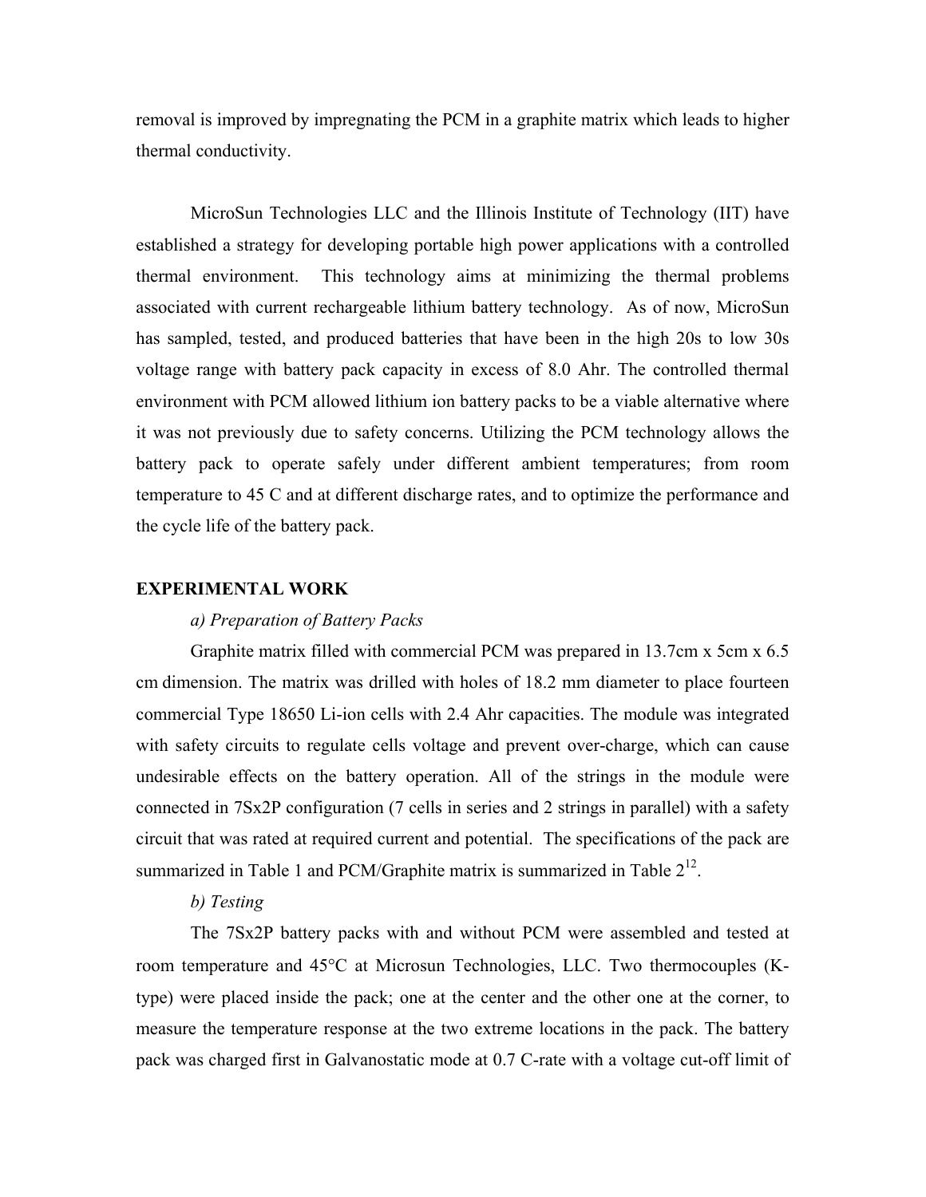removal is improved by impregnating the PCM in a graphite matrix which leads to higher thermal conductivity.

MicroSun Technologies LLC and the Illinois Institute of Technology (IIT) have established a strategy for developing portable high power applications with a controlled thermal environment. This technology aims at minimizing the thermal problems associated with current rechargeable lithium battery technology. As of now, MicroSun has sampled, tested, and produced batteries that have been in the high 20s to low 30s voltage range with battery pack capacity in excess of 8.0 Ahr. The controlled thermal environment with PCM allowed lithium ion battery packs to be a viable alternative where it was not previously due to safety concerns. Utilizing the PCM technology allows the battery pack to operate safely under different ambient temperatures; from room temperature to 45 C and at different discharge rates, and to optimize the performance and the cycle life of the battery pack.

## EXPERIMENTAL WORK

### *a) Preparation of Battery Packs*

Graphite matrix filled with commercial PCM was prepared in 13.7cm x 5cm x 6.5 cm dimension. The matrix was drilled with holes of 18.2 mm diameter to place fourteen commercial Type 18650 Li-ion cells with 2.4 Ahr capacities. The module was integrated with safety circuits to regulate cells voltage and prevent over-charge, which can cause undesirable effects on the battery operation. All of the strings in the module were connected in 7Sx2P configuration (7 cells in series and 2 strings in parallel) with a safety circuit that was rated at required current and potential. The specifications of the pack are summarized in Table 1 and PCM/Graphite matrix is summarized in Table 2[12].

### *b) Testing*

The 7Sx2P battery packs with and without PCM were assembled and tested at room temperature and 45°C at Microsun Technologies, LLC. Two thermocouples (K-type) were placed inside the pack; one at the center and the other one at the corner, to measure the temperature response at the two extreme locations in the pack. The battery pack was charged first in Galvanostatic mode at 0.7 C-rate with a voltage cut-off limit of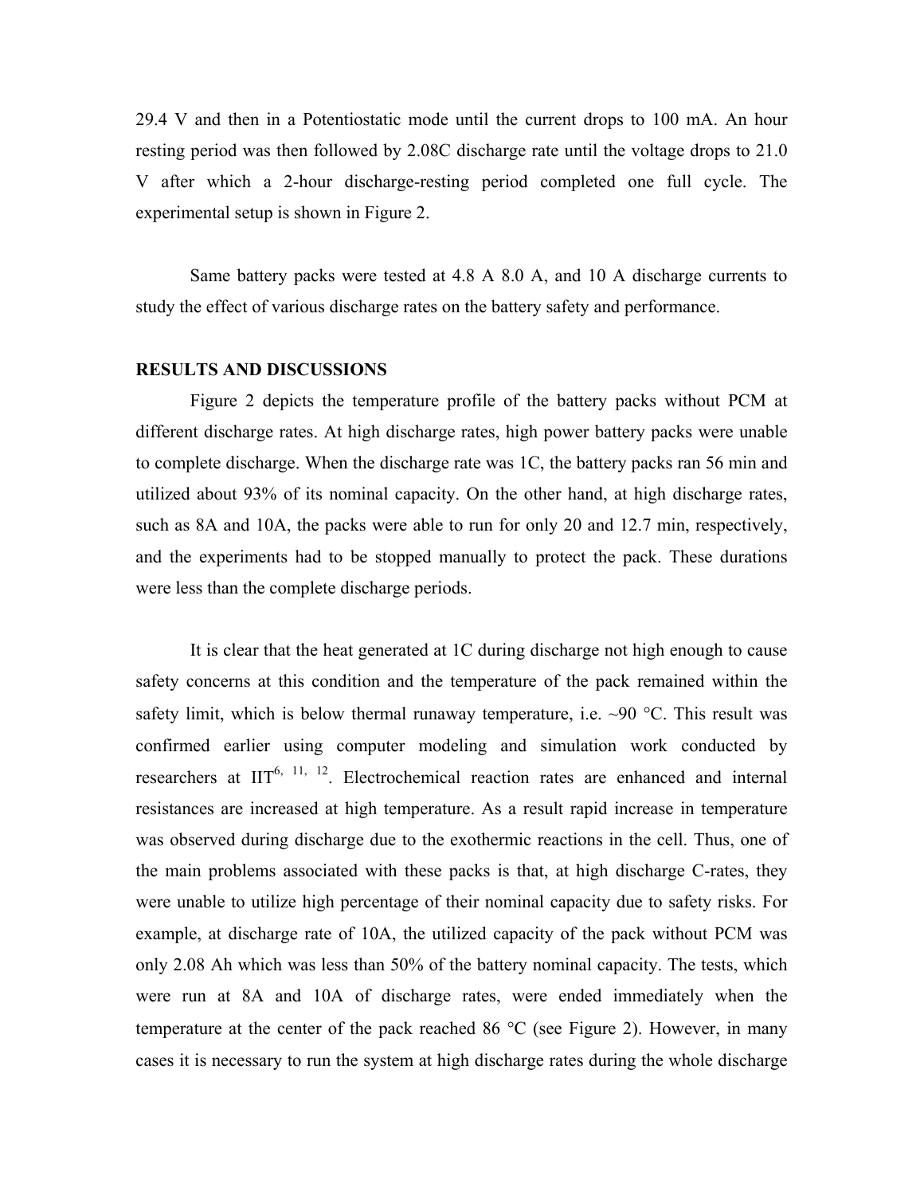29.4 V and then in a Potentiostatic mode until the current drops to 100 mA. An hour resting period was then followed by 2.08C discharge rate until the voltage drops to 21.0 V after which a 2-hour discharge-resting period completed one full cycle. The experimental setup is shown in Figure 2.

Same battery packs were tested at 4.8 A 8.0 A, and 10 A discharge currents to study the effect of various discharge rates on the battery safety and performance.

**RESULTS AND DISCUSSIONS**

Figure 2 depicts the temperature profile of the battery packs without PCM at different discharge rates. At high discharge rates, high power battery packs were unable to complete discharge. When the discharge rate was 1C, the battery packs ran 56 min and utilized about 93% of its nominal capacity. On the other hand, at high discharge rates, such as 8A and 10A, the packs were able to run for only 20 and 12.7 min, respectively, and the experiments had to be stopped manually to protect the pack. These durations were less than the complete discharge periods.

It is clear that the heat generated at 1C during discharge not high enough to cause safety concerns at this condition and the temperature of the pack remained within the safety limit, which is below thermal runaway temperature, i.e. ~90 °C. This result was confirmed earlier using computer modeling and simulation work conducted by researchers at IIT[6, 11, 12]. Electrochemical reaction rates are enhanced and internal resistances are increased at high temperature. As a result rapid increase in temperature was observed during discharge due to the exothermic reactions in the cell. Thus, one of the main problems associated with these packs is that, at high discharge C-rates, they were unable to utilize high percentage of their nominal capacity due to safety risks. For example, at discharge rate of 10A, the utilized capacity of the pack without PCM was only 2.08 Ah which was less than 50% of the battery nominal capacity. The tests, which were run at 8A and 10A of discharge rates, were ended immediately when the temperature at the center of the pack reached 86 °C (see Figure 2). However, in many cases it is necessary to run the system at high discharge rates during the whole discharge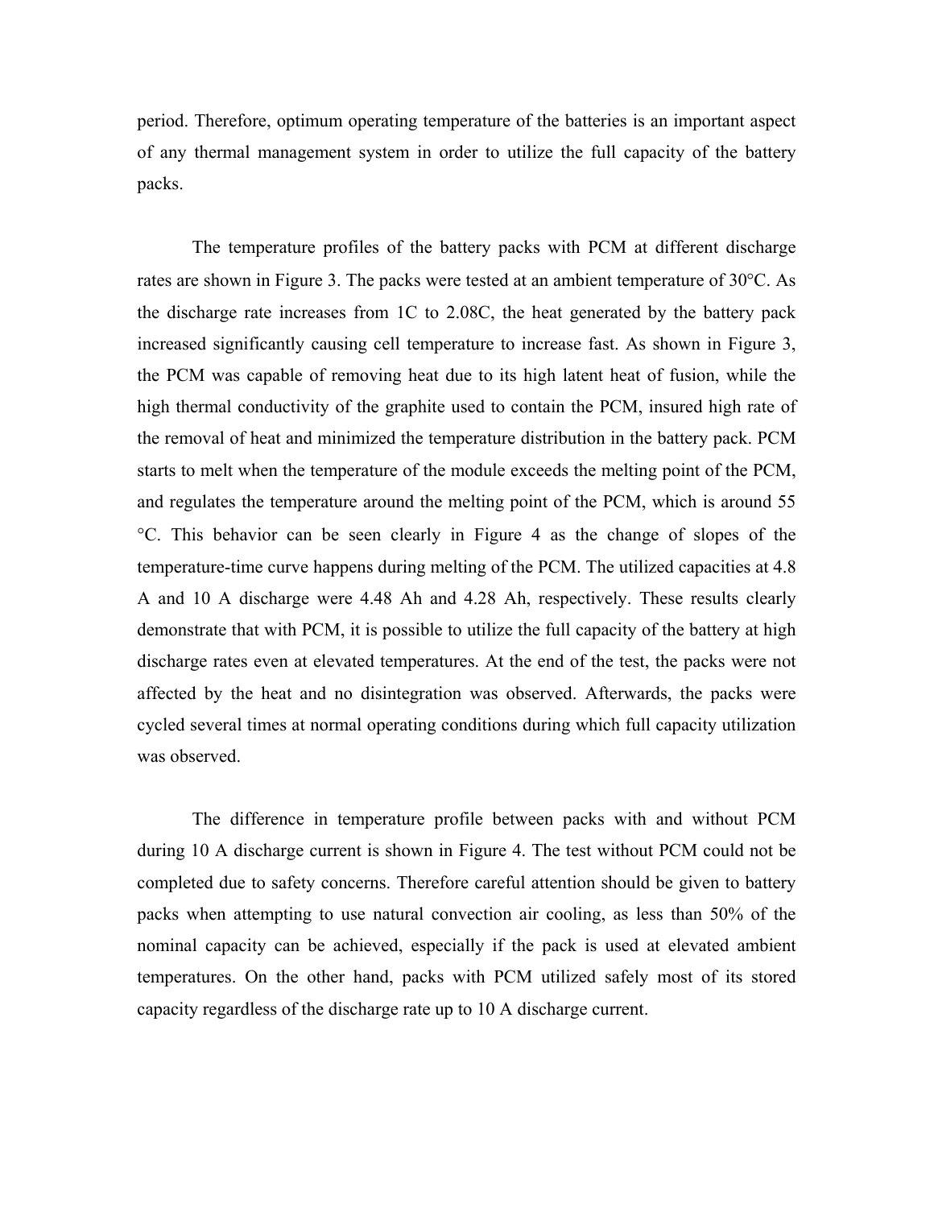period. Therefore, optimum operating temperature of the batteries is an important aspect of any thermal management system in order to utilize the full capacity of the battery packs.

The temperature profiles of the battery packs with PCM at different discharge rates are shown in Figure 3. The packs were tested at an ambient temperature of 30°C. As the discharge rate increases from 1C to 2.08C, the heat generated by the battery pack increased significantly causing cell temperature to increase fast. As shown in Figure 3, the PCM was capable of removing heat due to its high latent heat of fusion, while the high thermal conductivity of the graphite used to contain the PCM, insured high rate of the removal of heat and minimized the temperature distribution in the battery pack. PCM starts to melt when the temperature of the module exceeds the melting point of the PCM, and regulates the temperature around the melting point of the PCM, which is around 55 °C. This behavior can be seen clearly in Figure 4 as the change of slopes of the temperature-time curve happens during melting of the PCM. The utilized capacities at 4.8 A and 10 A discharge were 4.48 Ah and 4.28 Ah, respectively. These results clearly demonstrate that with PCM, it is possible to utilize the full capacity of the battery at high discharge rates even at elevated temperatures. At the end of the test, the packs were not affected by the heat and no disintegration was observed. Afterwards, the packs were cycled several times at normal operating conditions during which full capacity utilization was observed.

The difference in temperature profile between packs with and without PCM during 10 A discharge current is shown in Figure 4. The test without PCM could not be completed due to safety concerns. Therefore careful attention should be given to battery packs when attempting to use natural convection air cooling, as less than 50% of the nominal capacity can be achieved, especially if the pack is used at elevated ambient temperatures. On the other hand, packs with PCM utilized safely most of its stored capacity regardless of the discharge rate up to 10 A discharge current.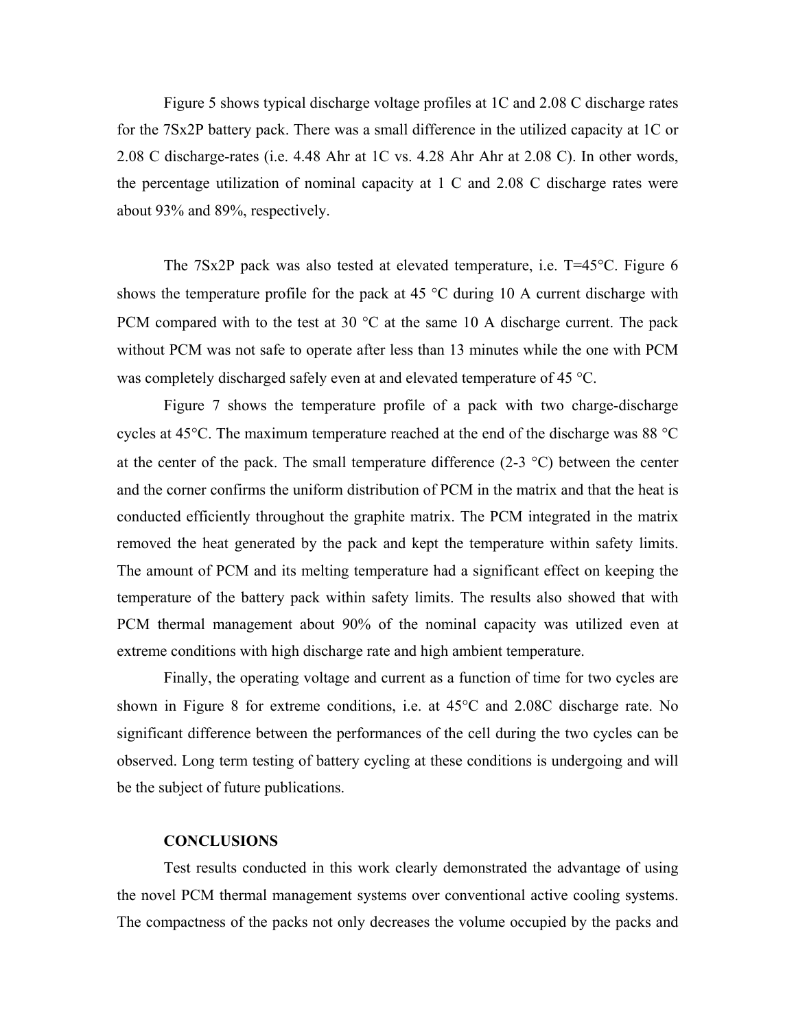Figure 5 shows typical discharge voltage profiles at 1C and 2.08 C discharge rates for the 7Sx2P battery pack. There was a small difference in the utilized capacity at 1C or 2.08 C discharge-rates (i.e. 4.48 Ahr at 1C vs. 4.28 Ahr Ahr at 2.08 C). In other words, the percentage utilization of nominal capacity at 1 C and 2.08 C discharge rates were about 93% and 89%, respectively.

The 7Sx2P pack was also tested at elevated temperature, i.e. T=45°C. Figure 6 shows the temperature profile for the pack at 45 °C during 10 A current discharge with PCM compared with to the test at 30 °C at the same 10 A discharge current. The pack without PCM was not safe to operate after less than 13 minutes while the one with PCM was completely discharged safely even at and elevated temperature of 45 °C.

Figure 7 shows the temperature profile of a pack with two charge-discharge cycles at 45°C. The maximum temperature reached at the end of the discharge was 88 °C at the center of the pack. The small temperature difference (2-3 °C) between the center and the corner confirms the uniform distribution of PCM in the matrix and that the heat is conducted efficiently throughout the graphite matrix. The PCM integrated in the matrix removed the heat generated by the pack and kept the temperature within safety limits. The amount of PCM and its melting temperature had a significant effect on keeping the temperature of the battery pack within safety limits. The results also showed that with PCM thermal management about 90% of the nominal capacity was utilized even at extreme conditions with high discharge rate and high ambient temperature.

Finally, the operating voltage and current as a function of time for two cycles are shown in Figure 8 for extreme conditions, i.e. at 45°C and 2.08C discharge rate. No significant difference between the performances of the cell during the two cycles can be observed. Long term testing of battery cycling at these conditions is undergoing and will be the subject of future publications.

## CONCLUSIONS

Test results conducted in this work clearly demonstrated the advantage of using the novel PCM thermal management systems over conventional active cooling systems. The compactness of the packs not only decreases the volume occupied by the packs and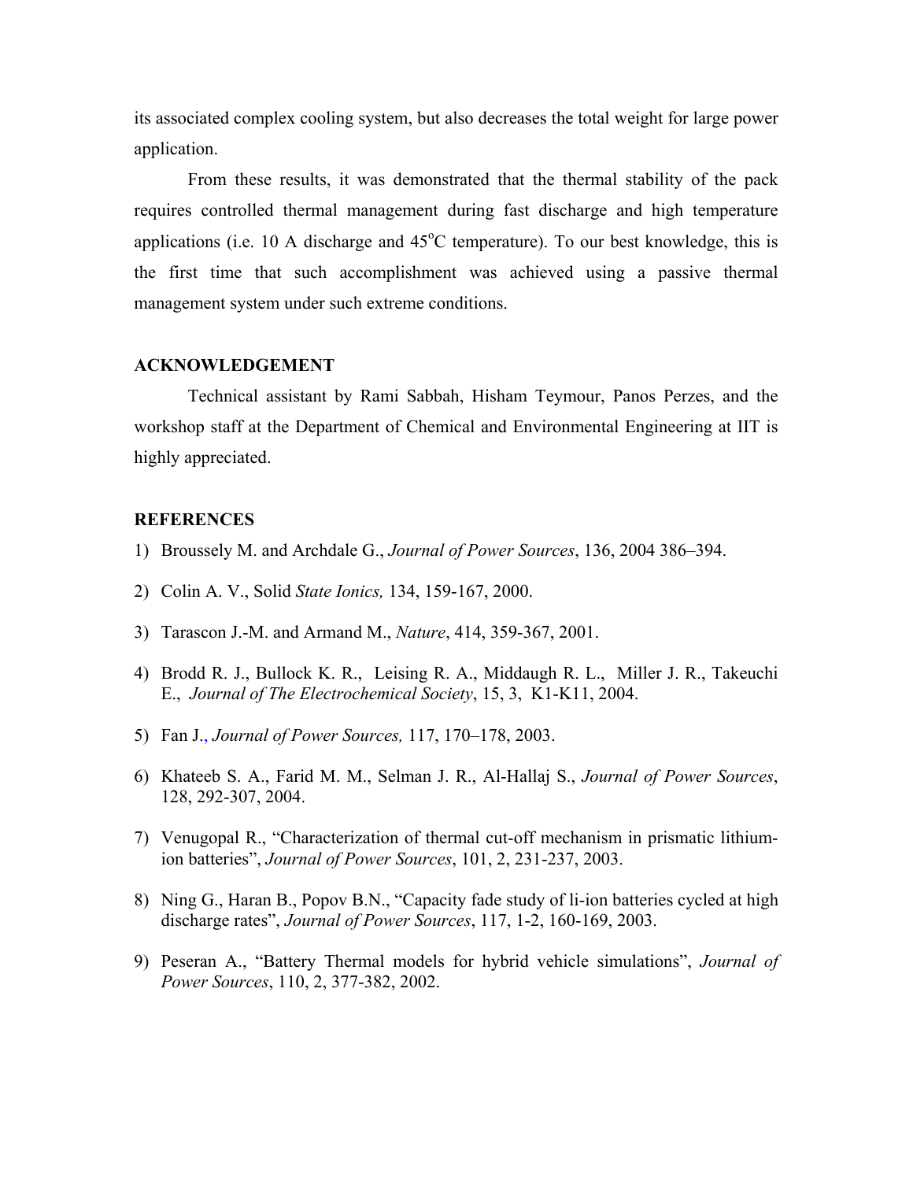its associated complex cooling system, but also decreases the total weight for large power application.

From these results, it was demonstrated that the thermal stability of the pack requires controlled thermal management during fast discharge and high temperature applications (i.e. 10 A discharge and 45$^{o}$C temperature). To our best knowledge, this is the first time that such accomplishment was achieved using a passive thermal management system under such extreme conditions.

## ACKNOWLEDGEMENT

Technical assistant by Rami Sabbah, Hisham Teymour, Panos Perzes, and the workshop staff at the Department of Chemical and Environmental Engineering at IIT is highly appreciated.

## REFERENCES

1) Broussely M. and Archdale G., *Journal of Power Sources*, 136, 2004 386–394.
2) Colin A. V., Solid *State Ionics,* 134, 159-167, 2000.
3) Tarascon J.-M. and Armand M., *Nature*, 414, 359-367, 2001.
4) Brodd R. J., Bullock K. R., Leising R. A., Middaugh R. L., Miller J. R., Takeuchi E., *Journal of The Electrochemical Society*, 15, 3, K1-K11, 2004.
5) Fan J., *Journal of Power Sources,* 117, 170–178, 2003.
6) Khateeb S. A., Farid M. M., Selman J. R., Al-Hallaj S., *Journal of Power Sources*, 128, 292-307, 2004.
7) Venugopal R., "Characterization of thermal cut-off mechanism in prismatic lithium-ion batteries", *Journal of Power Sources*, 101, 2, 231-237, 2003.
8) Ning G., Haran B., Popov B.N., "Capacity fade study of li-ion batteries cycled at high discharge rates", *Journal of Power Sources*, 117, 1-2, 160-169, 2003.
9) Peseran A., "Battery Thermal models for hybrid vehicle simulations", *Journal of Power Sources*, 110, 2, 377-382, 2002.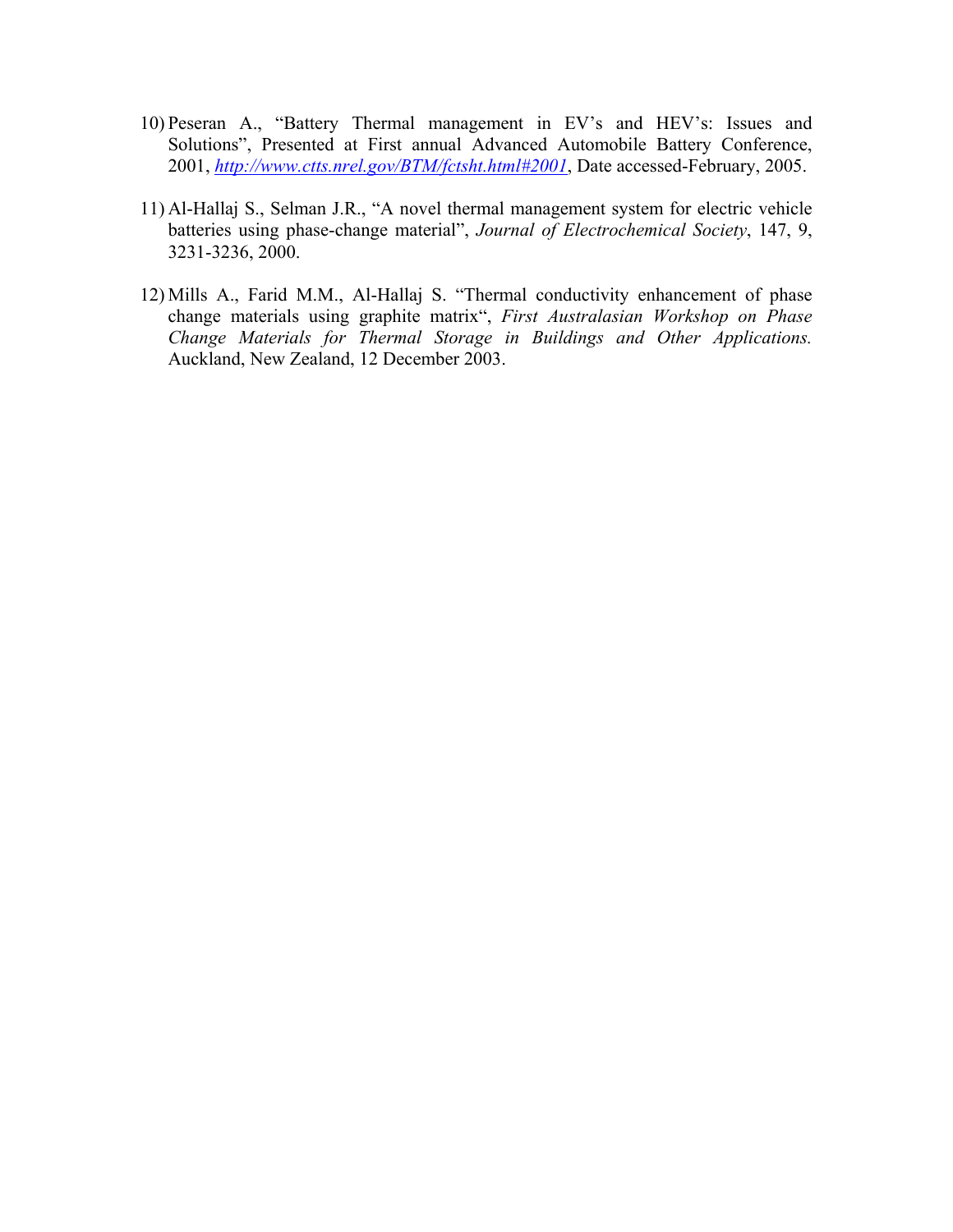10) Peseran A., "Battery Thermal management in EV's and HEV's: Issues and Solutions", Presented at First annual Advanced Automobile Battery Conference, 2001, *http://www.ctts.nrel.gov/BTM/fctsht.html#2001*, Date accessed-February, 2005.

11) Al-Hallaj S., Selman J.R., "A novel thermal management system for electric vehicle batteries using phase-change material", *Journal of Electrochemical Society*, 147, 9, 3231-3236, 2000.

12) Mills A., Farid M.M., Al-Hallaj S. "Thermal conductivity enhancement of phase change materials using graphite matrix", *First Australasian Workshop on Phase Change Materials for Thermal Storage in Buildings and Other Applications.* Auckland, New Zealand, 12 December 2003.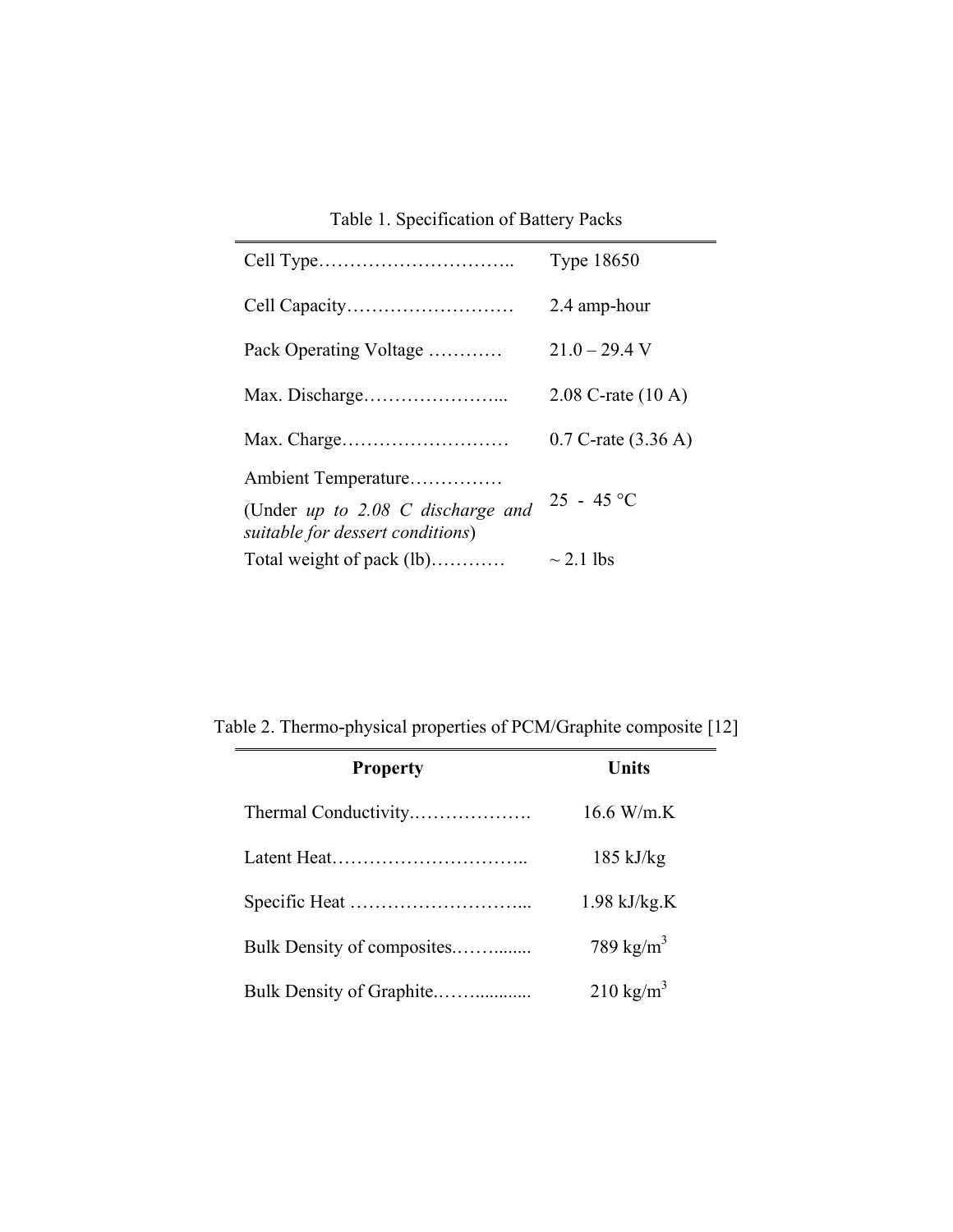Table 1. Specification of Battery Packs

| | |
|---|---|
| Cell Type………………………….. | Type 18650 |
| Cell Capacity……………………… | 2.4 amp-hour |
| Pack Operating Voltage ………… | 21.0 – 29.4 V |
| Max. Discharge…………………... | 2.08 C-rate (10 A) |
| Max. Charge……………………… | 0.7 C-rate (3.36 A) |
| Ambient Temperature……………<br>(Under *up to 2.08 C discharge and suitable for dessert conditions*) | 25 - 45 °C |
| Total weight of pack (lb)………… | ~ 2.1 lbs |

Table 2. Thermo-physical properties of PCM/Graphite composite [12]

| **Property** | **Units** |
|---|---|
| Thermal Conductivity………………. | 16.6 W/m.K |
| Latent Heat………………………….. | 185 kJ/kg |
| Specific Heat ………………………... | 1.98 kJ/kg.K |
| Bulk Density of composites.……....... | 789 kg/m$^3$ |
| Bulk Density of Graphite.…….......... | 210 kg/m$^3$ |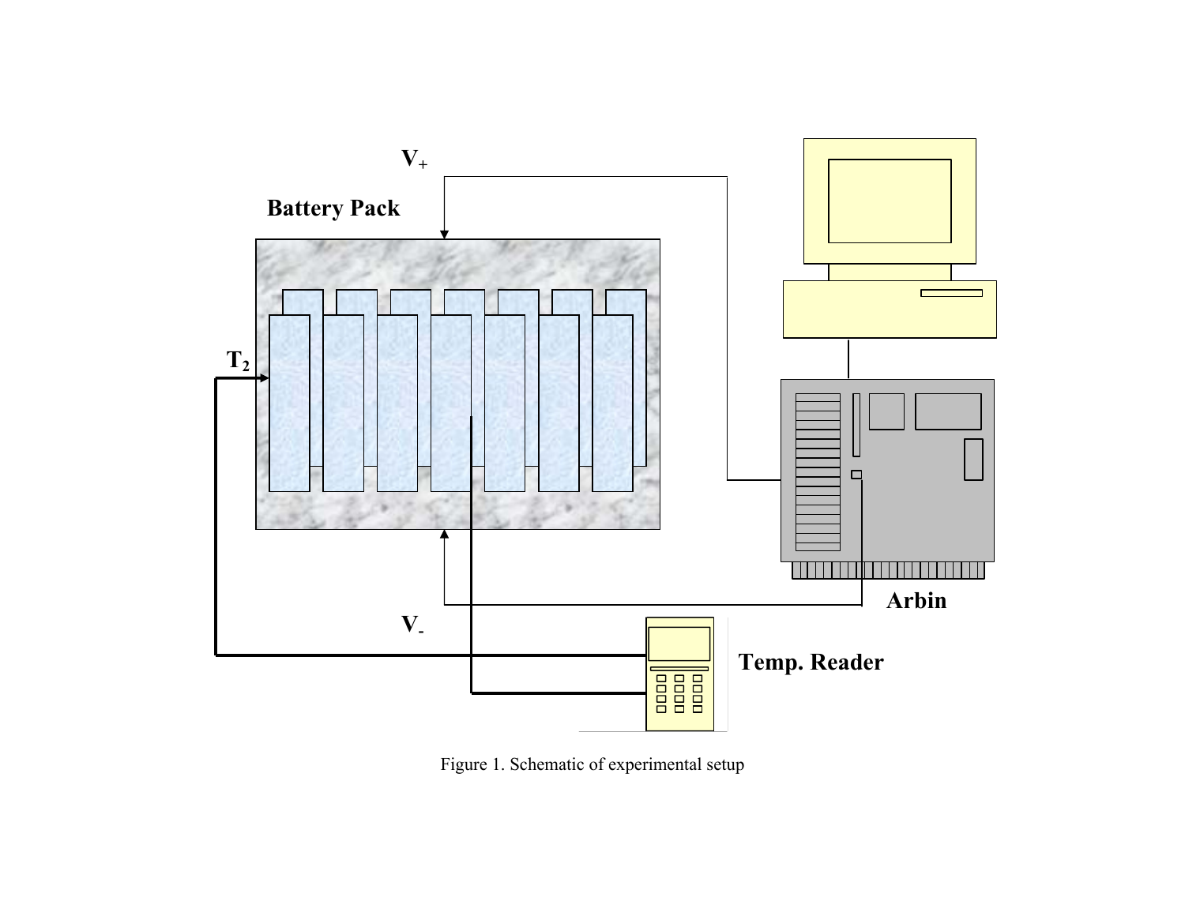Figure 1. Schematic of experimental setup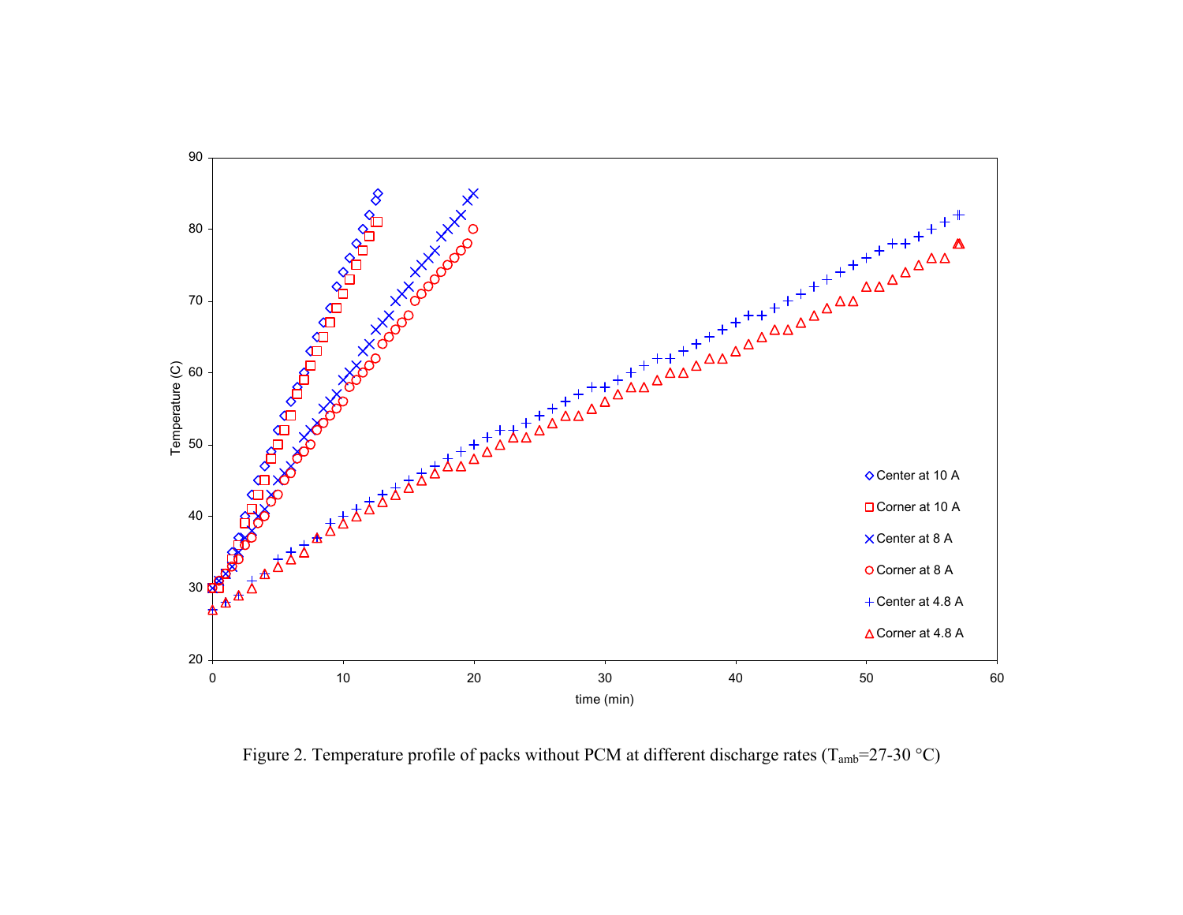Figure 2. Temperature profile of packs without PCM at different discharge rates ($T_{amb}$=27-30 °C)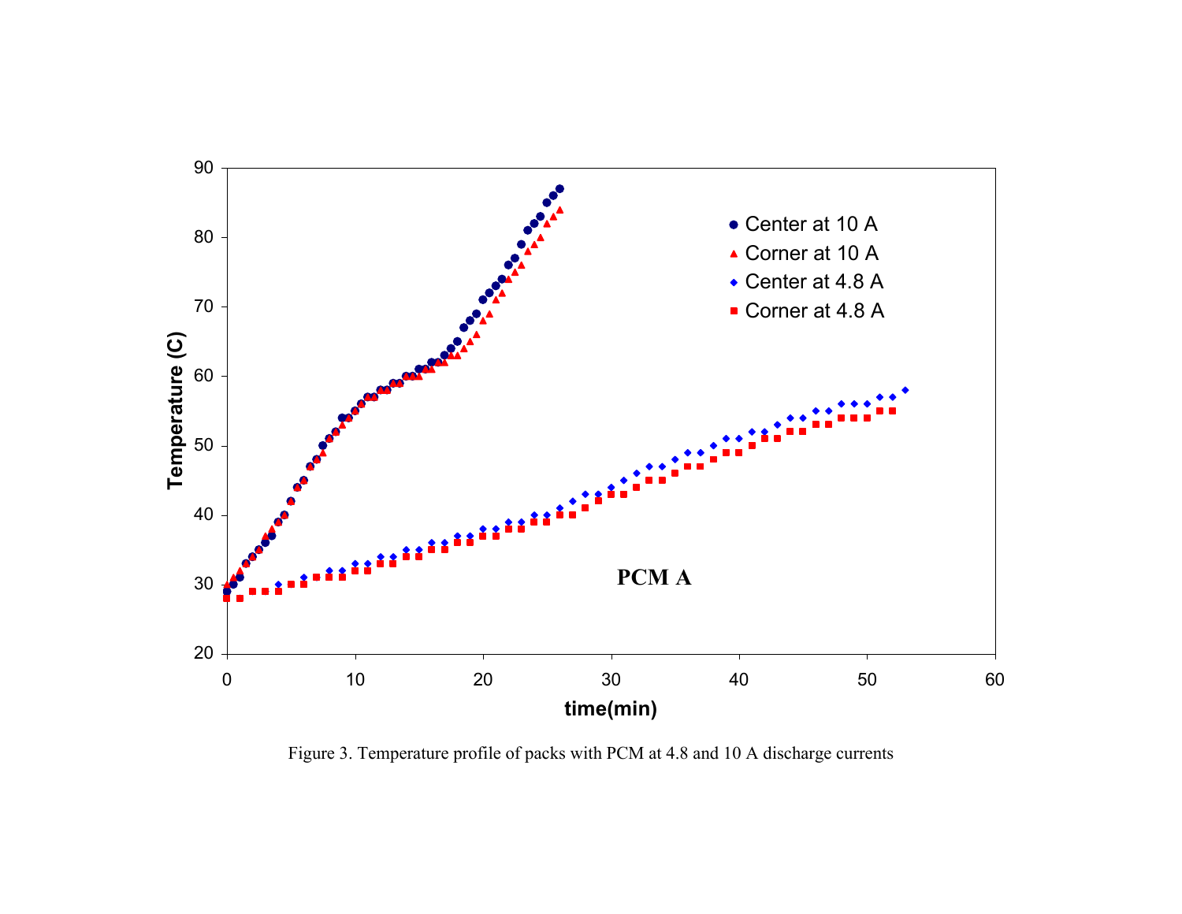Figure 3. Temperature profile of packs with PCM at 4.8 and 10 A discharge currents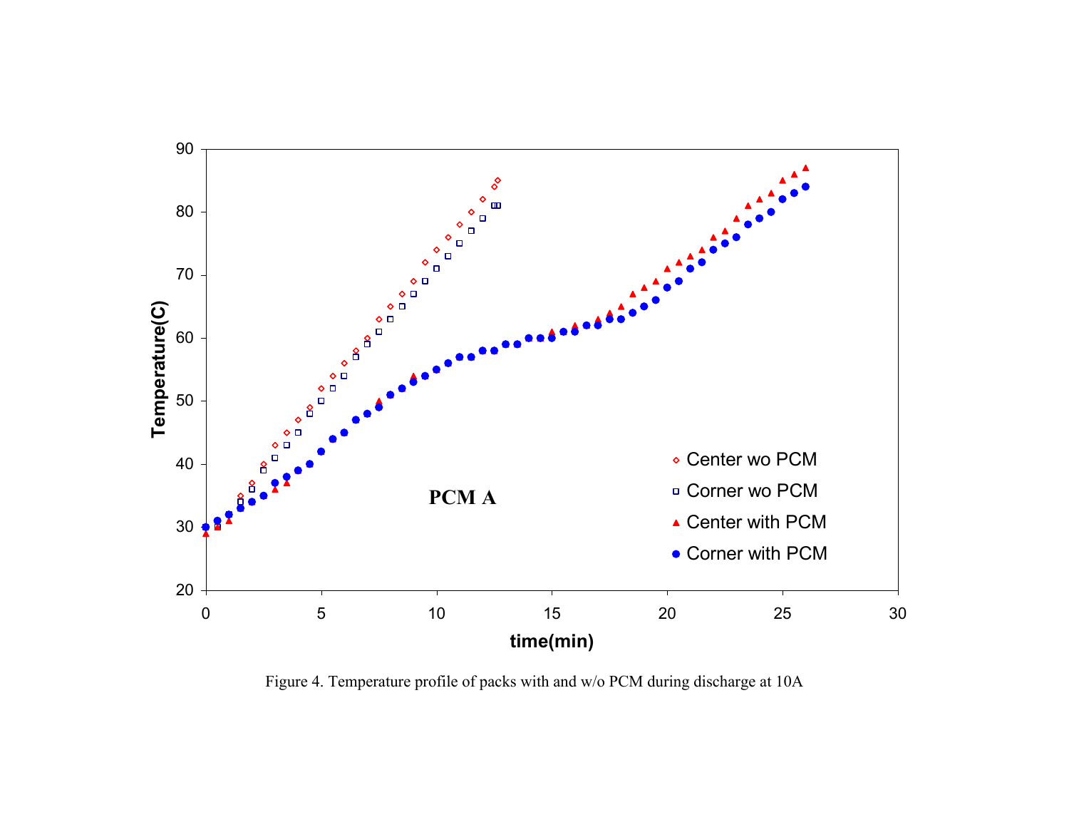Figure 4. Temperature profile of packs with and w/o PCM during discharge at 10A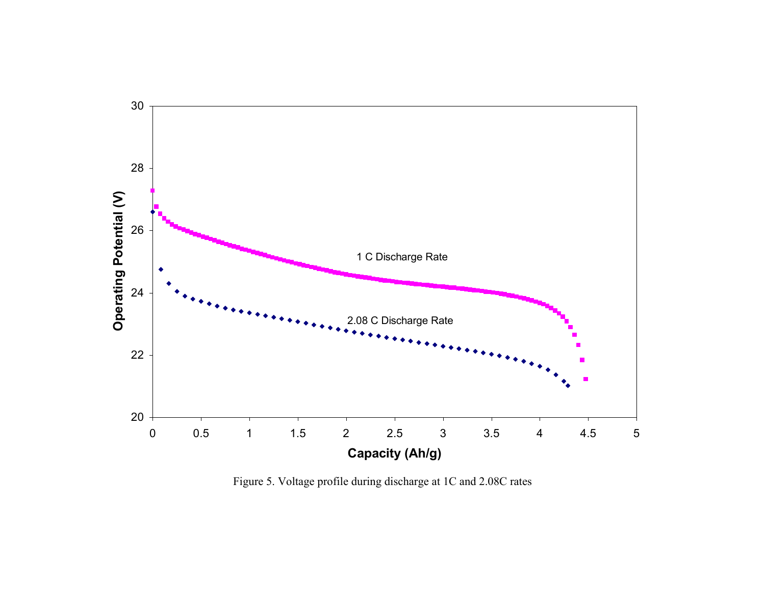Figure 5. Voltage profile during discharge at 1C and 2.08C rates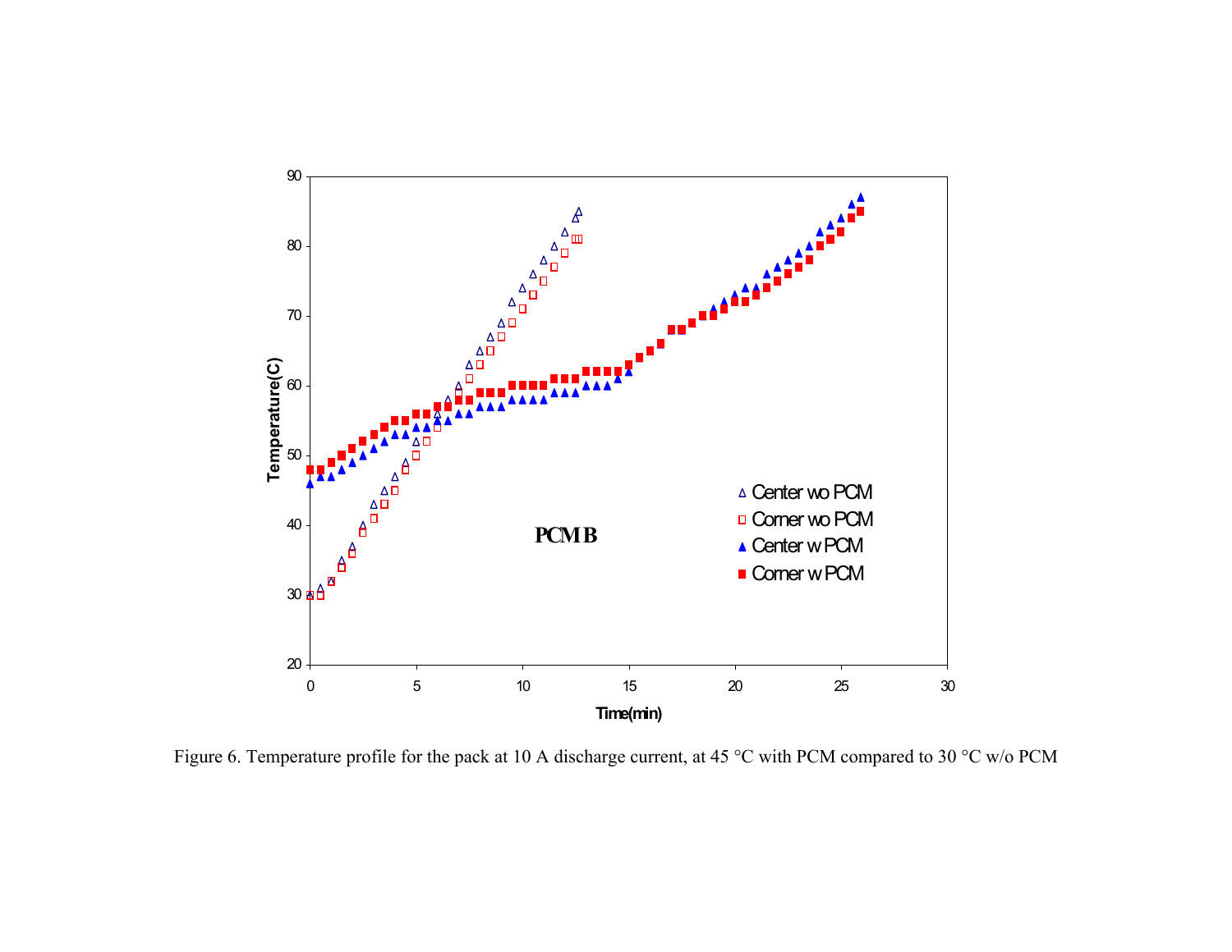Figure 6. Temperature profile for the pack at 10 A discharge current, at 45 °C with PCM compared to 30 °C w/o PCM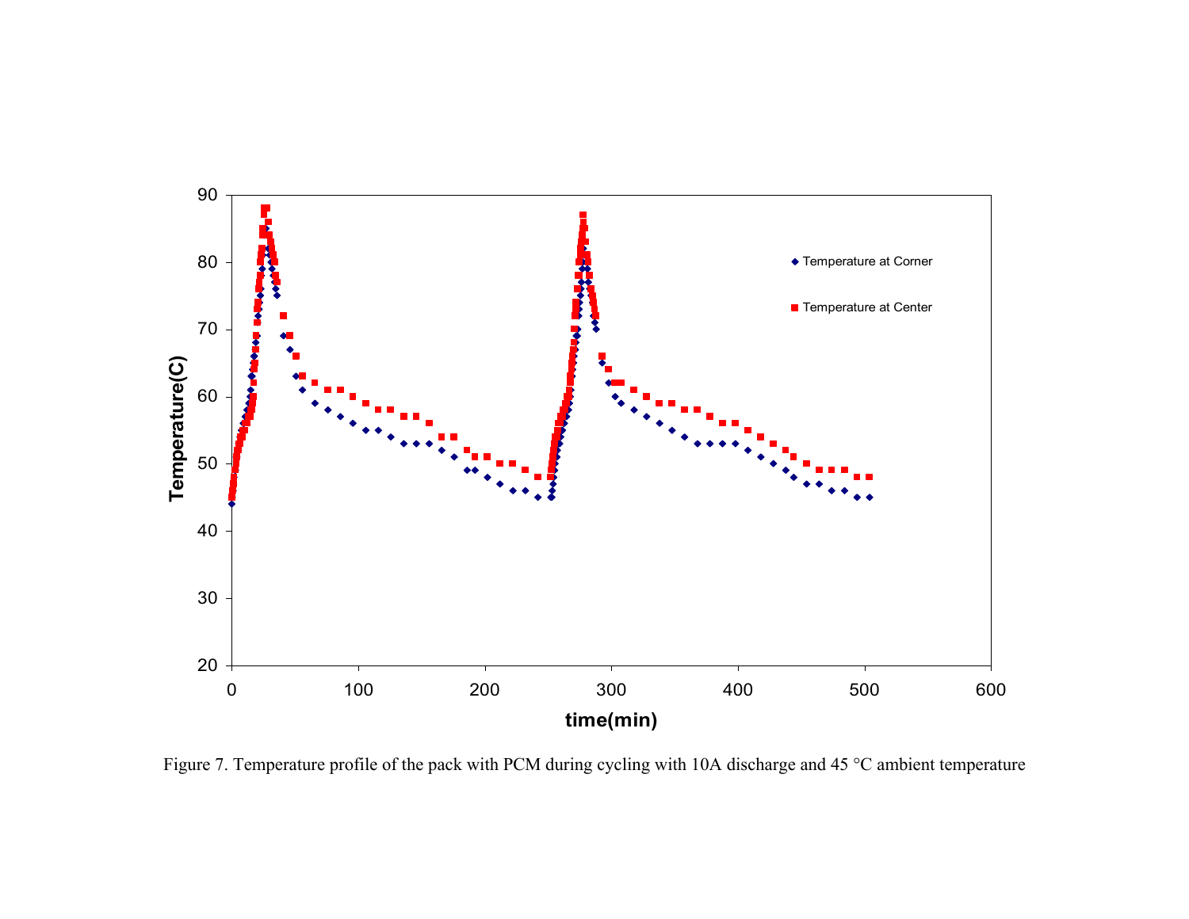Figure 7. Temperature profile of the pack with PCM during cycling with 10A discharge and 45 °C ambient temperature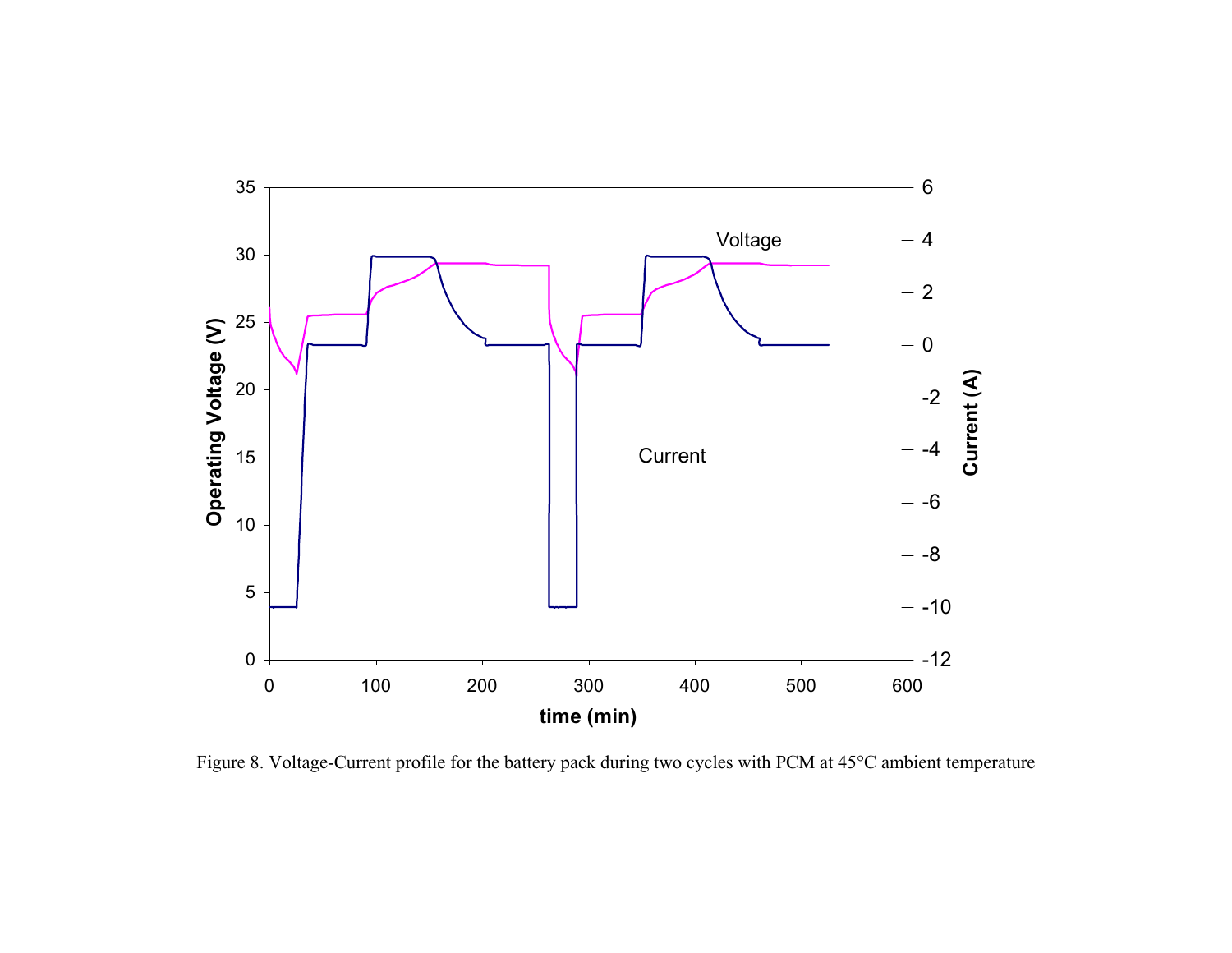Voltage

Current

Operating Voltage (V)

Current (A)

time (min)

35
30
25
20
15
10
5
0

6
4
2
0
-2
-4
-6
-8
-10
-12

0
100
200
300
400
500
600

Figure 8. Voltage-Current profile for the battery pack during two cycles with PCM at 45°C ambient temperature